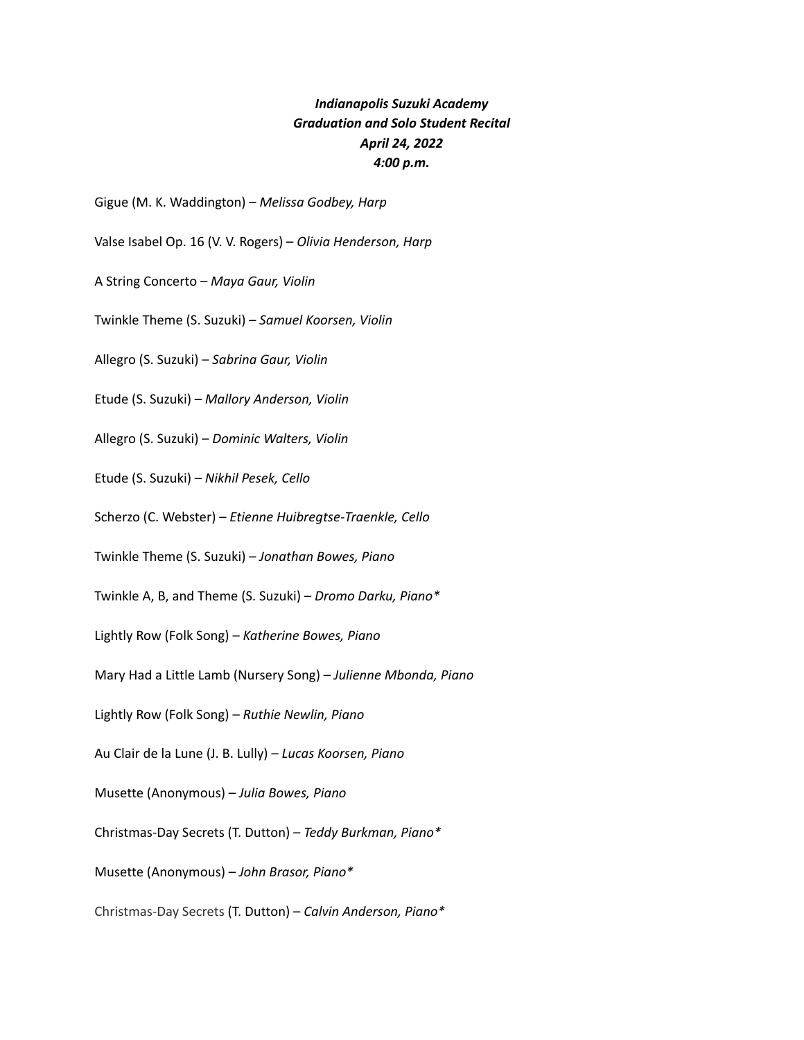***Indianapolis Suzuki Academy***
***Graduation and Solo Student Recital***
***April 24, 2022***
***4:00 p.m.***

Gigue (M. K. Waddington) – *Melissa Godbey, Harp*

Valse Isabel Op. 16 (V. V. Rogers) – *Olivia Henderson, Harp*

A String Concerto – *Maya Gaur, Violin*

Twinkle Theme (S. Suzuki) – *Samuel Koorsen, Violin*

Allegro (S. Suzuki) – *Sabrina Gaur, Violin*

Etude (S. Suzuki) – *Mallory Anderson, Violin*

Allegro (S. Suzuki) – *Dominic Walters, Violin*

Etude (S. Suzuki) – *Nikhil Pesek, Cello*

Scherzo (C. Webster) – *Etienne Huibregtse-Traenkle, Cello*

Twinkle Theme (S. Suzuki) – *Jonathan Bowes, Piano*

Twinkle A, B, and Theme (S. Suzuki) – *Dromo Darku, Piano**

Lightly Row (Folk Song) – *Katherine Bowes, Piano*

Mary Had a Little Lamb (Nursery Song) – *Julienne Mbonda, Piano*

Lightly Row (Folk Song) – *Ruthie Newlin, Piano*

Au Clair de la Lune (J. B. Lully) – *Lucas Koorsen, Piano*

Musette (Anonymous) – *Julia Bowes, Piano*

Christmas-Day Secrets (T. Dutton) – *Teddy Burkman, Piano**

Musette (Anonymous) – *John Brasor, Piano**

Christmas-Day Secrets (T. Dutton) – *Calvin Anderson, Piano**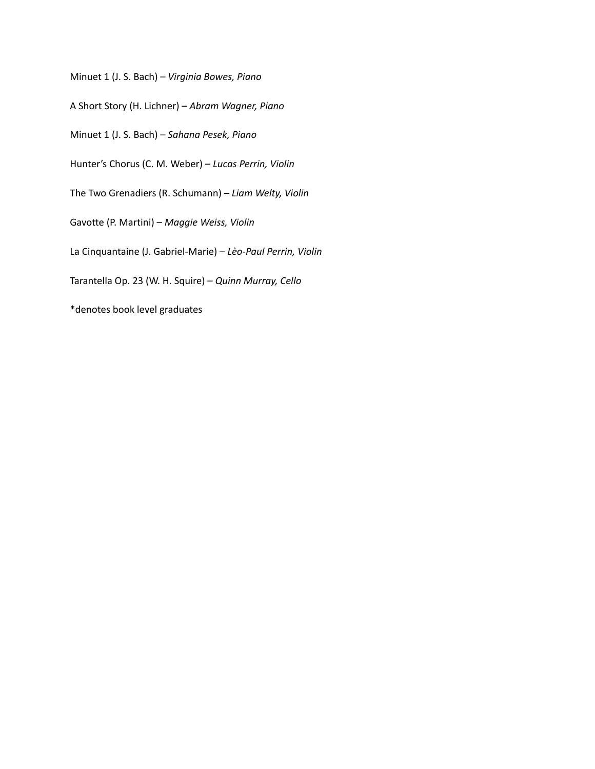Minuet 1 (J. S. Bach) – *Virginia Bowes, Piano*

A Short Story (H. Lichner) – *Abram Wagner, Piano*

Minuet 1 (J. S. Bach) – *Sahana Pesek, Piano*

Hunter's Chorus (C. M. Weber) – *Lucas Perrin, Violin*

The Two Grenadiers (R. Schumann) – *Liam Welty, Violin*

Gavotte (P. Martini) – *Maggie Weiss, Violin*

La Cinquantaine (J. Gabriel-Marie) – *Lèo-Paul Perrin, Violin*

Tarantella Op. 23 (W. H. Squire) – *Quinn Murray, Cello*

*denotes book level graduates